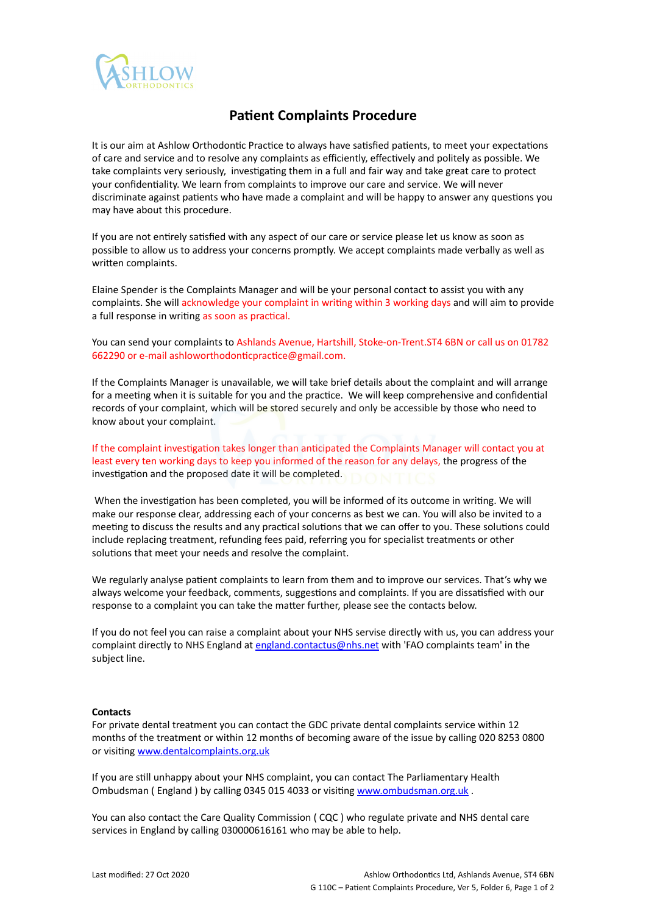# Patient Complaints Procedure

It is our aim at Ashlow Orthodontic Practice to always have satisfied patients, to meet your expectations of care and service and to resolve any complaints as efficiently, effectively and politely as possible. We take complaints very seriously, investigating them in a full and fair way and take great care to protect your confidentiality. We learn from complaints to improve our care and service. We will never discriminate against patients who have made a complaint and will be happy to answer any questions you may have about this procedure.

If you are not entirely satisfied with any aspect of our care or service please let us know as soon as possible to allow us to address your concerns promptly. We accept complaints made verbally as well as written complaints.

Elaine Spender is the Complaints Manager and will be your personal contact to assist you with any complaints. She will acknowledge your complaint in writing within 3 working days and will aim to provide a full response in writing as soon as practical.

You can send your complaints to Ashlands Avenue, Hartshill, Stoke-on-Trent.ST4 6BN or call us on 01782 662290 or e-mail ashloworthodonticpractice@gmail.com.

If the Complaints Manager is unavailable, we will take brief details about the complaint and will arrange for a meeting when it is suitable for you and the practice. We will keep comprehensive and confidential records of your complaint, which will be stored securely and only be accessible by those who need to know about your complaint.

If the complaint investigation takes longer than anticipated the Complaints Manager will contact you at least every ten working days to keep you informed of the reason for any delays, the progress of the investigation and the proposed date it will be completed.

When the investigation has been completed, you will be informed of its outcome in writing. We will make our response clear, addressing each of your concerns as best we can. You will also be invited to a meeting to discuss the results and any practical solutions that we can offer to you. These solutions could include replacing treatment, refunding fees paid, referring you for specialist treatments or other solutions that meet your needs and resolve the complaint.

We regularly analyse patient complaints to learn from them and to improve our services. That's why we always welcome your feedback, comments, suggestions and complaints. If you are dissatisfied with our response to a complaint you can take the matter further, please see the contacts below.

If you do not feel you can raise a complaint about your NHS servise directly with us, you can address your complaint directly to NHS England at england.contactus@nhs.net with 'FAO complaints team' in the subject line.

**Contacts**

For private dental treatment you can contact the GDC private dental complaints service within 12 months of the treatment or within 12 months of becoming aware of the issue by calling 020 8253 0800 or visiting www.dentalcomplaints.org.uk

If you are still unhappy about your NHS complaint, you can contact The Parliamentary Health Ombudsman ( England ) by calling 0345 015 4033 or visiting www.ombudsman.org.uk .

You can also contact the Care Quality Commission ( CQC ) who regulate private and NHS dental care services in England by calling 030000616161 who may be able to help.

Last modified: 27 Oct 2020

Ashlow Orthodontics Ltd, Ashlands Avenue, ST4 6BN
G 110C – Patient Complaints Procedure, Ver 5, Folder 6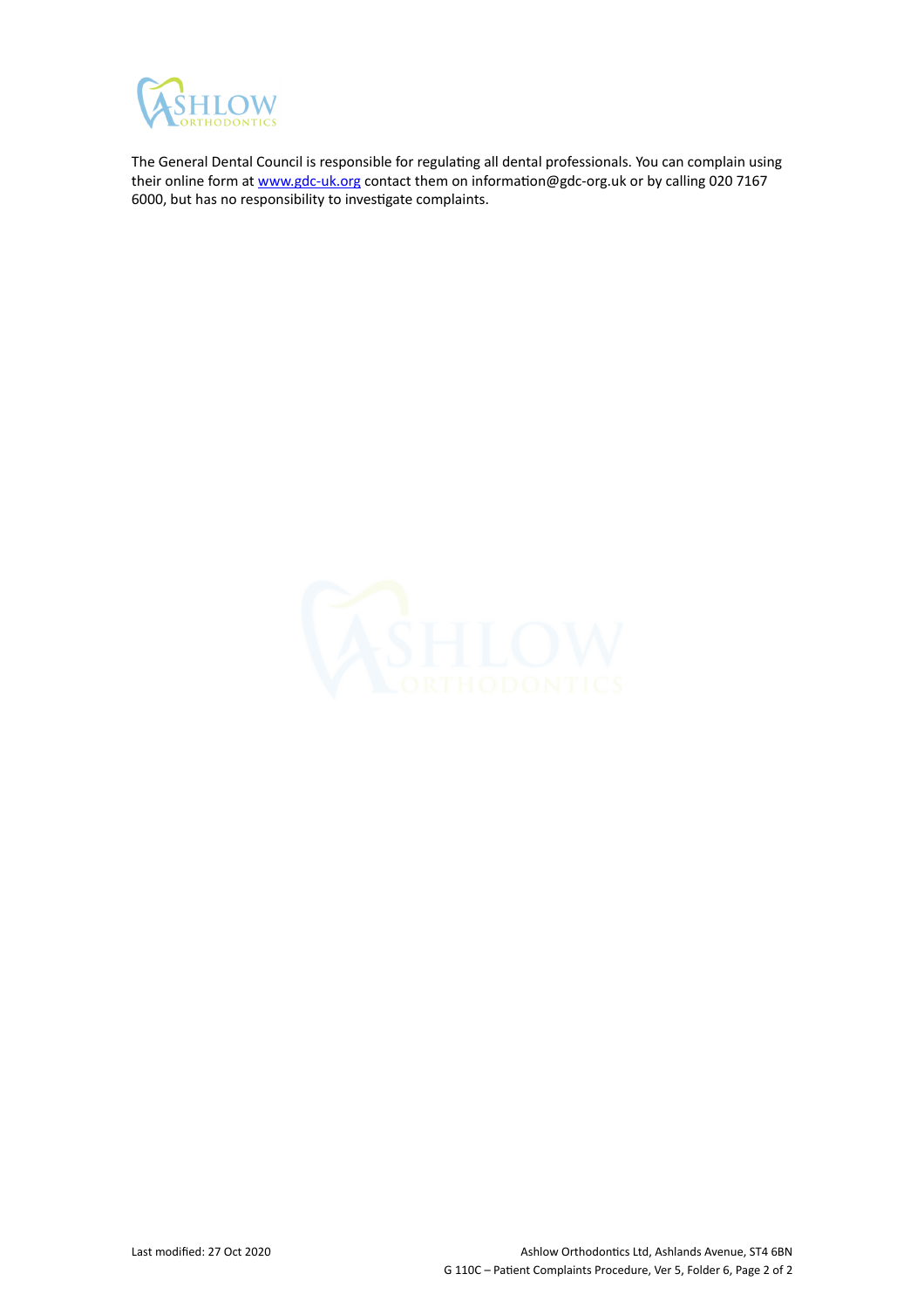The General Dental Council is responsible for regulating all dental professionals. You can complain using their online form at [www.gdc-uk.org](www.gdc-uk.org) contact them on information@gdc-org.uk or by calling 020 7167 6000, but has no responsibility to investigate complaints.